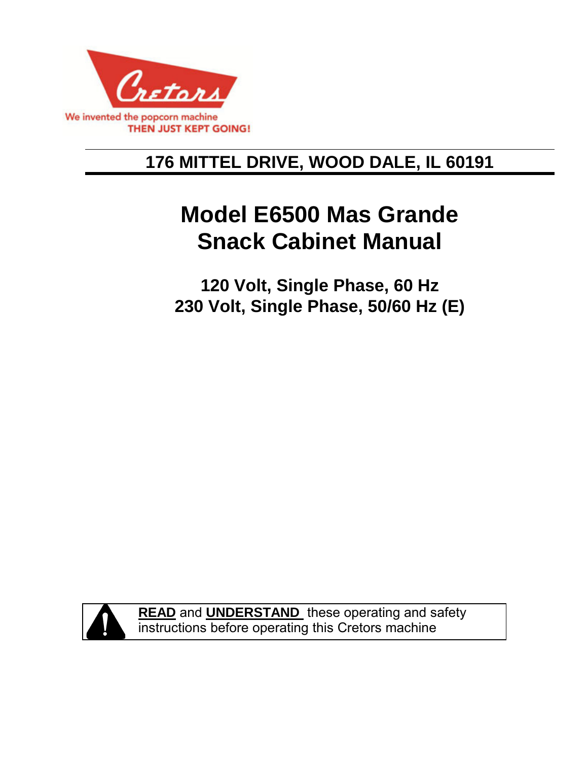Cretors

We invented the popcorn machine
THEN JUST KEPT GOING!

**176 MITTEL DRIVE, WOOD DALE, IL 60191**

# Model E6500 Mas Grande Snack Cabinet Manual

## 120 Volt, Single Phase, 60 Hz
## 230 Volt, Single Phase, 50/60 Hz (E)

**READ** and **UNDERSTAND** these operating and safety instructions before operating this Cretors machine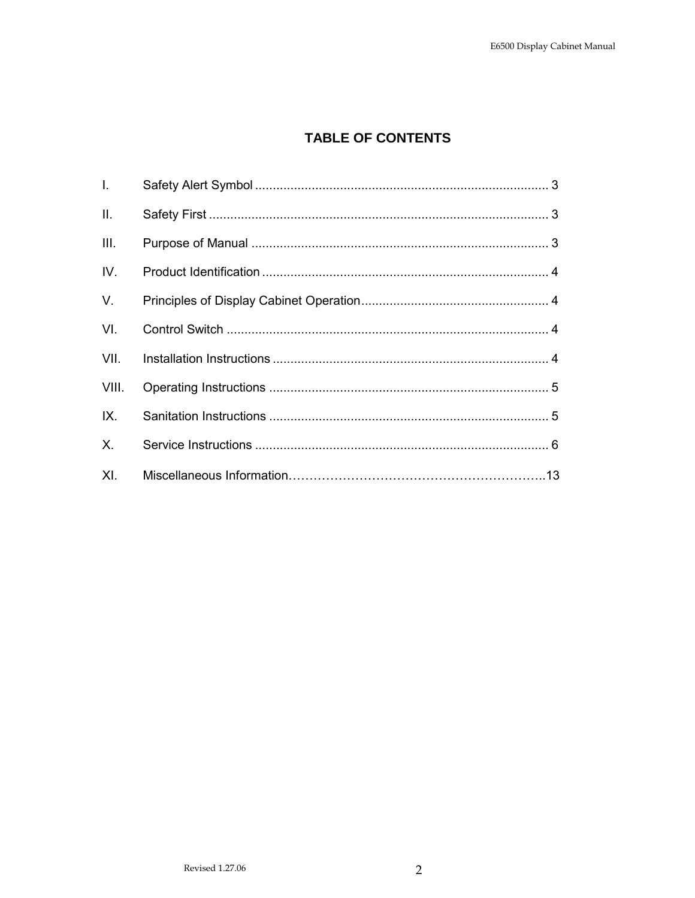## TABLE OF CONTENTS

| | | |
|---|---|---|
| I. | Safety Alert Symbol | 3 |
| II. | Safety First | 3 |
| III. | Purpose of Manual | 3 |
| IV. | Product Identification | 4 |
| V. | Principles of Display Cabinet Operation | 4 |
| VI. | Control Switch | 4 |
| VII. | Installation Instructions | 4 |
| VIII. | Operating Instructions | 5 |
| IX. | Sanitation Instructions | 5 |
| X. | Service Instructions | 6 |
| XI. | Miscellaneous Information | 13 |

Revised 1.27.06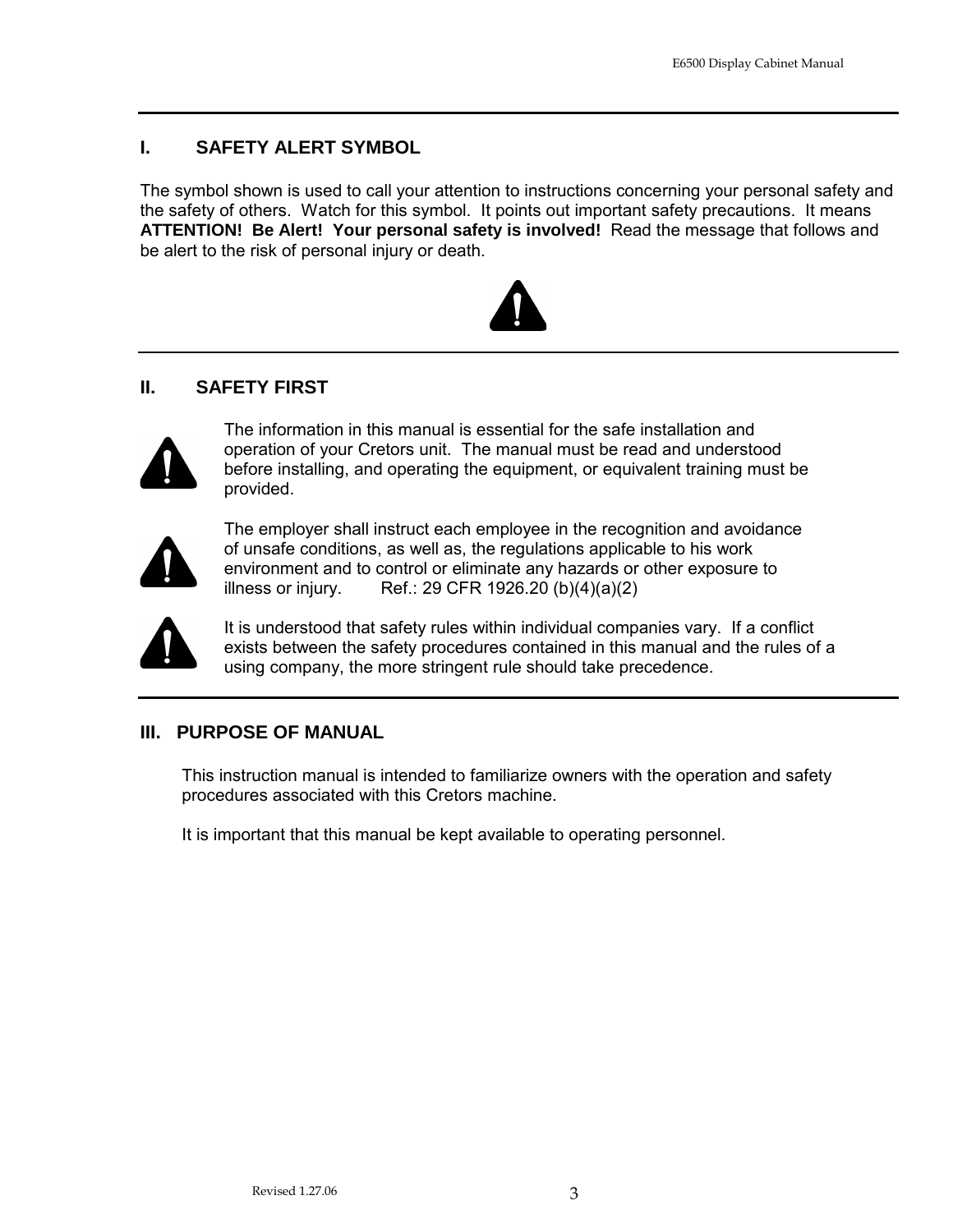## I. SAFETY ALERT SYMBOL

The symbol shown is used to call your attention to instructions concerning your personal safety and the safety of others. Watch for this symbol. It points out important safety precautions. It means **ATTENTION! Be Alert! Your personal safety is involved!** Read the message that follows and be alert to the risk of personal injury or death.

## II. SAFETY FIRST

The information in this manual is essential for the safe installation and operation of your Cretors unit. The manual must be read and understood before installing, and operating the equipment, or equivalent training must be provided.

The employer shall instruct each employee in the recognition and avoidance of unsafe conditions, as well as, the regulations applicable to his work environment and to control or eliminate any hazards or other exposure to illness or injury. Ref.: 29 CFR 1926.20 (b)(4)(a)(2)

It is understood that safety rules within individual companies vary. If a conflict exists between the safety procedures contained in this manual and the rules of a using company, the more stringent rule should take precedence.

## III. PURPOSE OF MANUAL

This instruction manual is intended to familiarize owners with the operation and safety procedures associated with this Cretors machine.

It is important that this manual be kept available to operating personnel.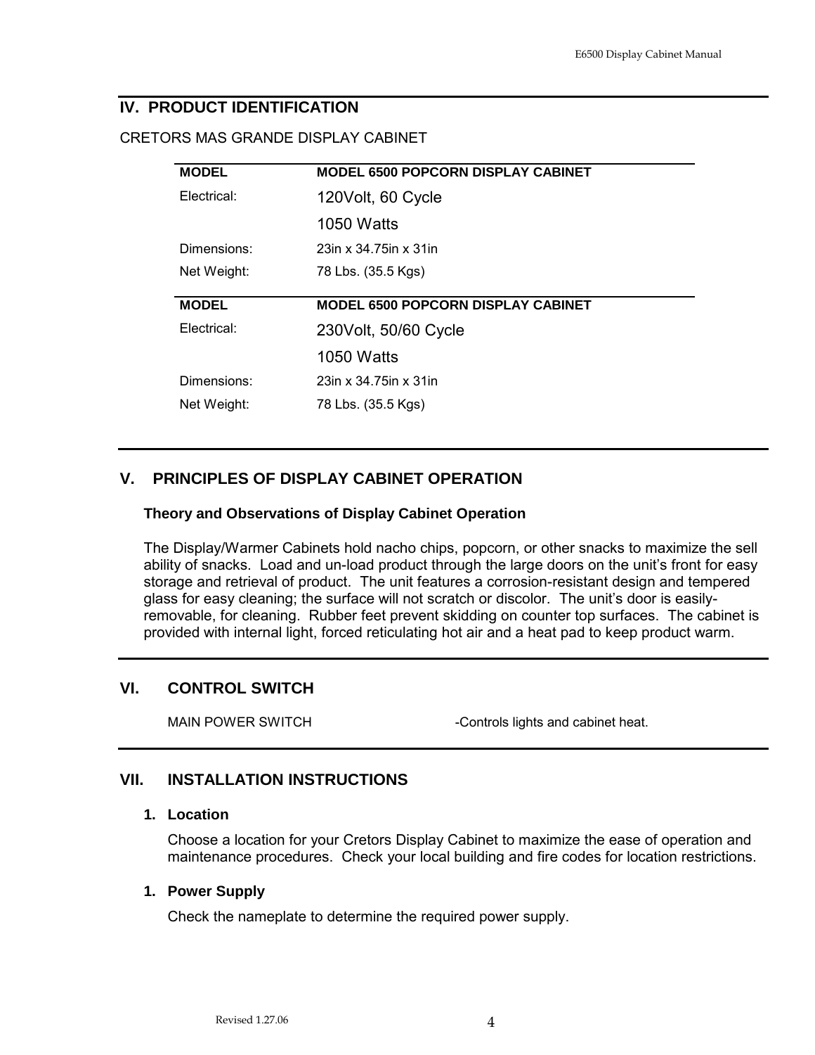## IV. PRODUCT IDENTIFICATION

CRETORS MAS GRANDE DISPLAY CABINET

| MODEL | MODEL 6500 POPCORN DISPLAY CABINET |
|---|---|
| Electrical: | 120Volt, 60 Cycle |
| | 1050 Watts |
| Dimensions: | 23in x 34.75in x 31in |
| Net Weight: | 78 Lbs. (35.5 Kgs) |

| MODEL | MODEL 6500 POPCORN DISPLAY CABINET |
|---|---|
| Electrical: | 230Volt, 50/60 Cycle |
| | 1050 Watts |
| Dimensions: | 23in x 34.75in x 31in |
| Net Weight: | 78 Lbs. (35.5 Kgs) |

## V. PRINCIPLES OF DISPLAY CABINET OPERATION

### Theory and Observations of Display Cabinet Operation

The Display/Warmer Cabinets hold nacho chips, popcorn, or other snacks to maximize the sell ability of snacks. Load and un-load product through the large doors on the unit's front for easy storage and retrieval of product. The unit features a corrosion-resistant design and tempered glass for easy cleaning; the surface will not scratch or discolor. The unit's door is easily-removable, for cleaning. Rubber feet prevent skidding on counter top surfaces. The cabinet is provided with internal light, forced reticulating hot air and a heat pad to keep product warm.

## VI. CONTROL SWITCH

MAIN POWER SWITCH -Controls lights and cabinet heat.

## VII. INSTALLATION INSTRUCTIONS

### 1. Location

Choose a location for your Cretors Display Cabinet to maximize the ease of operation and maintenance procedures. Check your local building and fire codes for location restrictions.

### 1. Power Supply

Check the nameplate to determine the required power supply.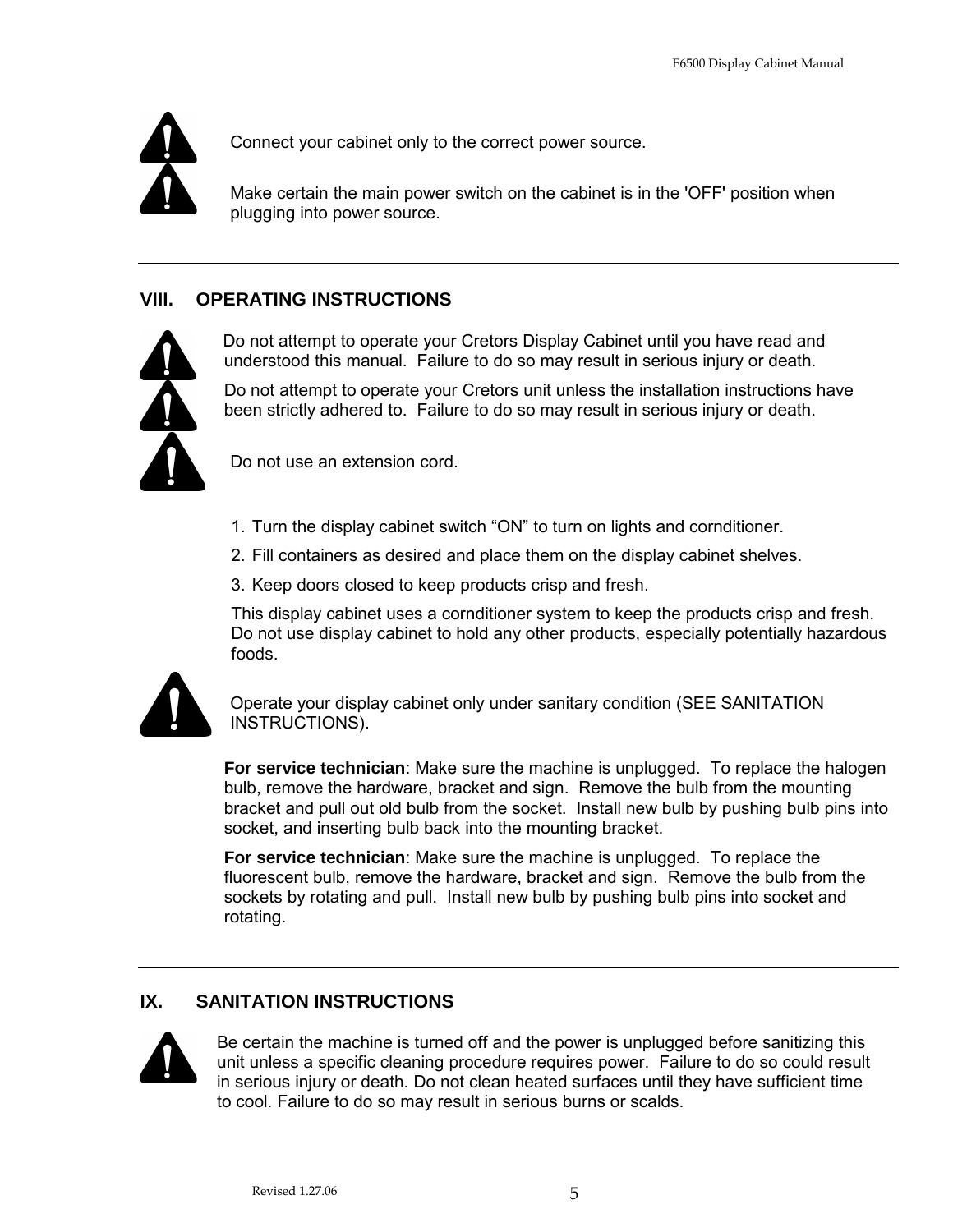Connect your cabinet only to the correct power source.

Make certain the main power switch on the cabinet is in the 'OFF' position when plugging into power source.

---

## VIII. OPERATING INSTRUCTIONS

Do not attempt to operate your Cretors Display Cabinet until you have read and understood this manual. Failure to do so may result in serious injury or death.

Do not attempt to operate your Cretors unit unless the installation instructions have been strictly adhered to. Failure to do so may result in serious injury or death.

Do not use an extension cord.

1. Turn the display cabinet switch “ON” to turn on lights and cornditioner.
2. Fill containers as desired and place them on the display cabinet shelves.
3. Keep doors closed to keep products crisp and fresh.

This display cabinet uses a cornditioner system to keep the products crisp and fresh. Do not use display cabinet to hold any other products, especially potentially hazardous foods.

Operate your display cabinet only under sanitary condition (SEE SANITATION INSTRUCTIONS).

**For service technician**: Make sure the machine is unplugged. To replace the halogen bulb, remove the hardware, bracket and sign. Remove the bulb from the mounting bracket and pull out old bulb from the socket. Install new bulb by pushing bulb pins into socket, and inserting bulb back into the mounting bracket.

**For service technician**: Make sure the machine is unplugged. To replace the fluorescent bulb, remove the hardware, bracket and sign. Remove the bulb from the sockets by rotating and pull. Install new bulb by pushing bulb pins into socket and rotating.

---

## IX. SANITATION INSTRUCTIONS

Be certain the machine is turned off and the power is unplugged before sanitizing this unit unless a specific cleaning procedure requires power. Failure to do so could result in serious injury or death. Do not clean heated surfaces until they have sufficient time to cool. Failure to do so may result in serious burns or scalds.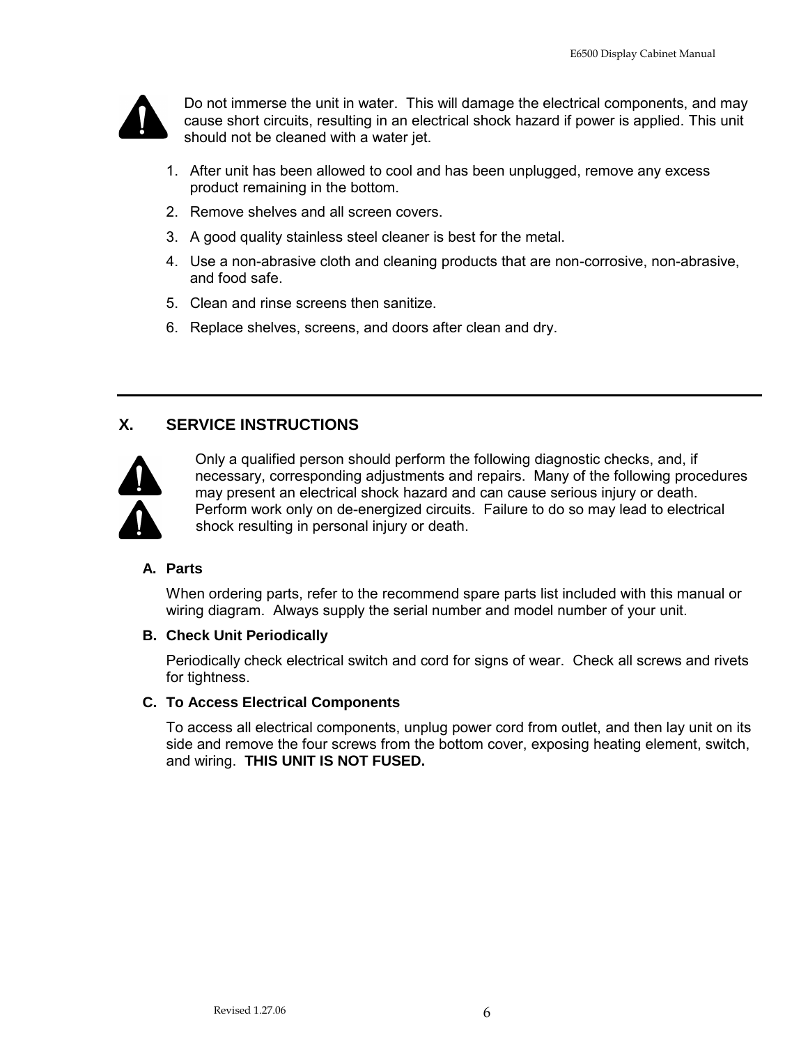Do not immerse the unit in water. This will damage the electrical components, and may cause short circuits, resulting in an electrical shock hazard if power is applied. This unit should not be cleaned with a water jet.

1. After unit has been allowed to cool and has been unplugged, remove any excess product remaining in the bottom.
2. Remove shelves and all screen covers.
3. A good quality stainless steel cleaner is best for the metal.
4. Use a non-abrasive cloth and cleaning products that are non-corrosive, non-abrasive, and food safe.
5. Clean and rinse screens then sanitize.
6. Replace shelves, screens, and doors after clean and dry.

---

## X. SERVICE INSTRUCTIONS

Only a qualified person should perform the following diagnostic checks, and, if necessary, corresponding adjustments and repairs. Many of the following procedures may present an electrical shock hazard and can cause serious injury or death. Perform work only on de-energized circuits. Failure to do so may lead to electrical shock resulting in personal injury or death.

### A. Parts

When ordering parts, refer to the recommend spare parts list included with this manual or wiring diagram. Always supply the serial number and model number of your unit.

### B. Check Unit Periodically

Periodically check electrical switch and cord for signs of wear. Check all screws and rivets for tightness.

### C. To Access Electrical Components

To access all electrical components, unplug power cord from outlet, and then lay unit on its side and remove the four screws from the bottom cover, exposing heating element, switch, and wiring. **THIS UNIT IS NOT FUSED.**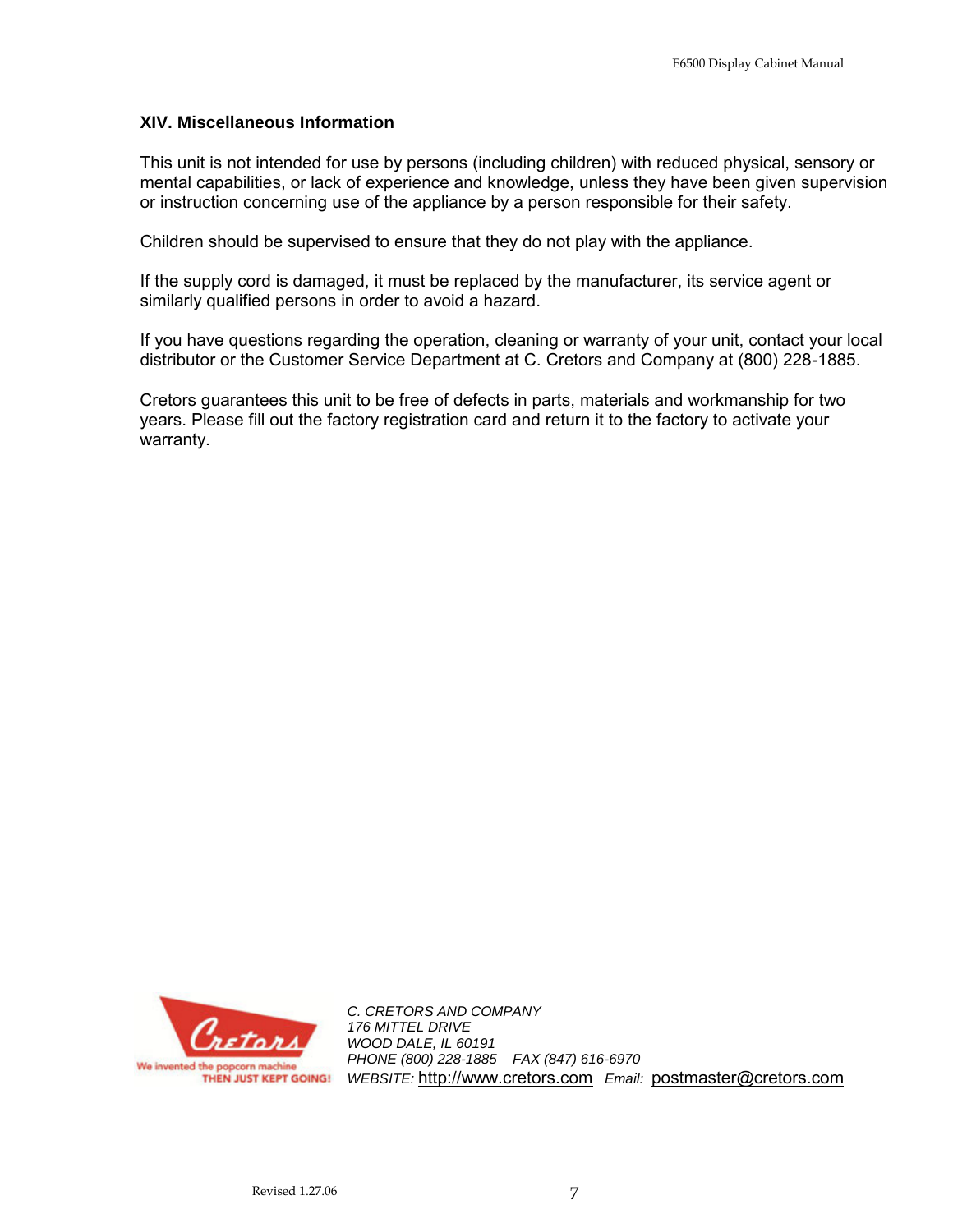## XIV. Miscellaneous Information

This unit is not intended for use by persons (including children) with reduced physical, sensory or mental capabilities, or lack of experience and knowledge, unless they have been given supervision or instruction concerning use of the appliance by a person responsible for their safety.

Children should be supervised to ensure that they do not play with the appliance.

If the supply cord is damaged, it must be replaced by the manufacturer, its service agent or similarly qualified persons in order to avoid a hazard.

If you have questions regarding the operation, cleaning or warranty of your unit, contact your local distributor or the Customer Service Department at C. Cretors and Company at (800) 228-1885.

Cretors guarantees this unit to be free of defects in parts, materials and workmanship for two years. Please fill out the factory registration card and return it to the factory to activate your warranty.

Cretors
We invented the popcorn machine
THEN JUST KEPT GOING!

*C. CRETORS AND COMPANY*
*176 MITTEL DRIVE*
*WOOD DALE, IL 60191*
*PHONE (800) 228-1885 FAX (847) 616-6970*
*WEBSITE:* http://www.cretors.com *Email:* postmaster@cretors.com

Revised 1.27.06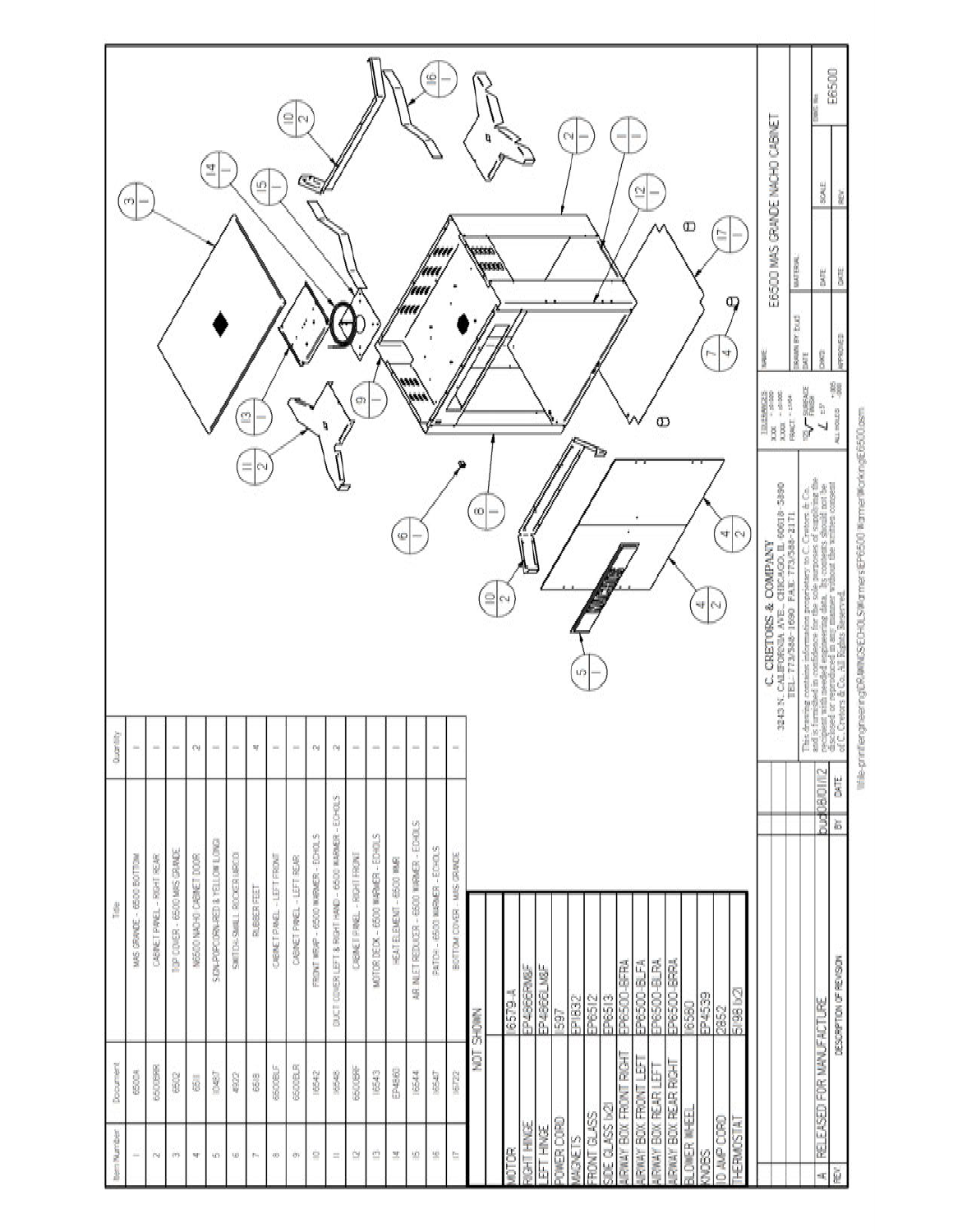| Item Number | Document | Title | Quantity |
|---|---|---|---|
| 1 | 6500A | MAS GRANDE - 6500 BOTTOM | 1 |
| 2 | 6500BRR | CABINET PANEL - RIGHT REAR | 1 |
| 3 | 6502 | TOP COVER - 6500 MAS GRANDE | 1 |
| 4 | 6511 | N6500 NACHO CABINET DOOR | 2 |
| 5 | 10487 | SIGN-POPCORN-RED & YELLOW (LONG) | 1 |
| 6 | 4902 | SWITCH- SMALL ROCKER (AROO) | 1 |
| 7 | 6618 | RUBBER FEET | 4 |
| 8 | 6500BLF | CABINET PANEL - LEFT FRONT | 1 |
| 9 | 6500BLR | CABINET PANEL - LEFT REAR | 1 |
| 10 | 16542 | FRONT WRAP - 6500 WARMER - ECHOLS | 2 |
| 11 | 16548 | DUCT COVER LEFT & RIGHT HAND - 6500 WARMER - ECHOLS | 2 |
| 12 | 6500BRF | CABINET PANEL - RIGHT FRONT | 1 |
| 13 | 16543 | MOTOR DECK - 6500 WARMER - ECHOLS | 1 |
| 14 | EP4560 | HEAT ELEMENT - 6500 WMR | 1 |
| 15 | 16544 | AIR INLET REDUCER - 6500 WARMER - ECHOLS | 1 |
| 16 | 16547 | PATCH - 6500 WARMER - ECHOLS | 1 |
| 17 | 16722 | BOTTOM COVER - MAS GRANDE | 1 |

| NOT SHOWN | |
|---|---|
| MOTOR | 16579-A |
| RIGHT HINGE | EP4566RM&F |
| LEFT HINGE | EP4566LM&F |
| POWER CORD | 1597 |
| MAGNETS | EP1832 |
| FRONT GLASS | EP6512 |
| SIDE GLASS (x2) | EP6513 |
| AIRWAY BOX FRONT RIGHT | EP6500-BFRA |
| AIRWAY BOX FRONT LEFT | EP6500-BLFA |
| AIRWAY BOX REAR LEFT | EP6500-BLRA |
| AIRWAY BOX REAR RIGHT | EP6500-BRRA |
| BLOWER WHEEL | 16580 |
| KNOBS | EP4539 |
| 10 AMP CORD | 0852 |
| THERMOSTAT | S1981(x2) |

| REV | DESCRIPTION OF REVISION | BY | DATE |
|---|---|---|---|
| A | RELEASED FOR MANUFACTURE | bud | 08/01/12 |

**C. CRETORS & COMPANY**
3243 N. CALIFORNIA AVE. CHICAGO, IL 60618-5890
TEL: 773/588-1690 FAX: 773/588-2171

This drawing contains information proprietary to C. Cretors & Co. and is furnished in confidence for the sole purposes of supplying the recipient with needed engineering data. Its contents should not be disclosed or reproduced in any manner without the written consent of C. Cretors & Co. All Rights Reserved.

TOLERANCES: .XXX = ±0.005, .XX = ±0.010, FRACT. = ±1/64, SURFACE FINISH, ∠ ±.5°, ALL HOLES +.005 -.000

NAME: E6500 MAS GRANDE NACHO CABINET

DRAWN BY: bud | MATERIAL: | DATE: | CHKD: | DATE: | SCALE: | APPROVED: | DATE: | REV: | DWG No.: E6500

\\file-print\engineering\DRAWINGS\ECHOLS\Warmers\EP6500 Warmer\Working\E6500.asm